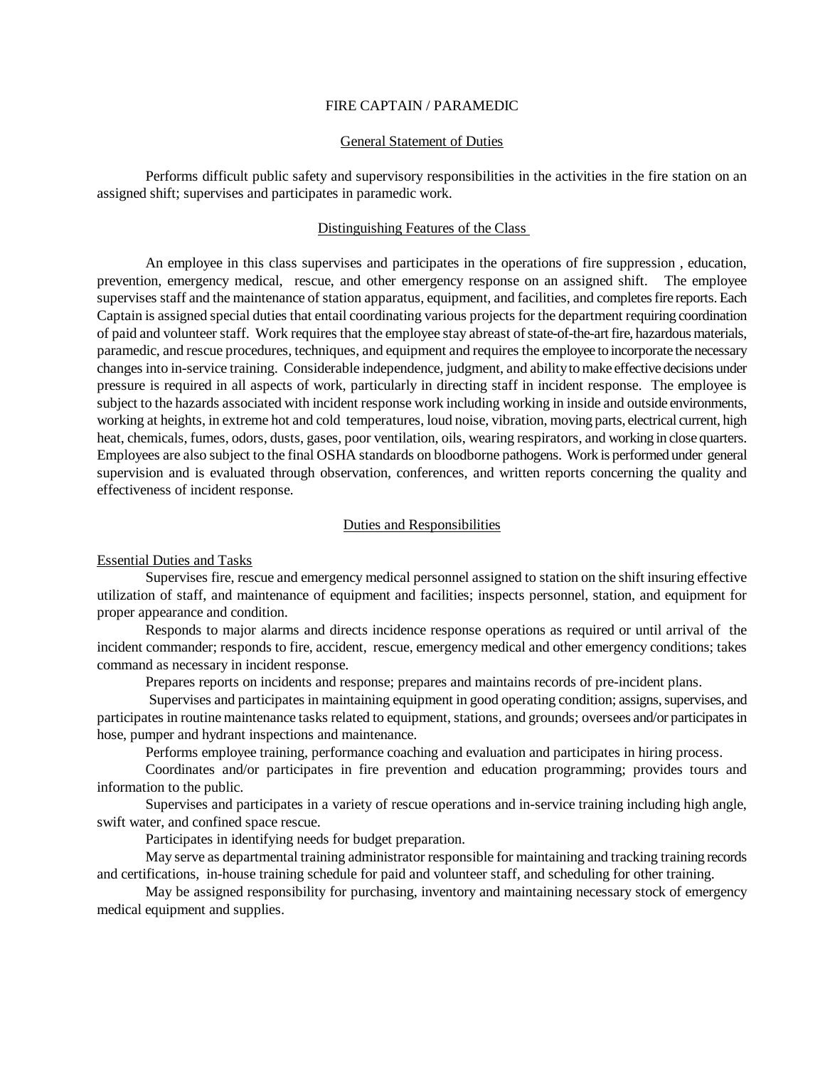# FIRE CAPTAIN / PARAMEDIC

## General Statement of Duties

Performs difficult public safety and supervisory responsibilities in the activities in the fire station on an assigned shift; supervises and participates in paramedic work.

## Distinguishing Features of the Class

An employee in this class supervises and participates in the operations of fire suppression , education, prevention, emergency medical, rescue, and other emergency response on an assigned shift. The employee supervises staff and the maintenance of station apparatus, equipment, and facilities, and completes fire reports. Each Captain is assigned special duties that entail coordinating various projects for the department requiring coordination of paid and volunteer staff. Work requires that the employee stay abreast of state-of-the-art fire, hazardous materials, paramedic, and rescue procedures, techniques, and equipment and requires the employee to incorporate the necessary changes into in-service training. Considerable independence, judgment, and ability to make effective decisions under pressure is required in all aspects of work, particularly in directing staff in incident response. The employee is subject to the hazards associated with incident response work including working in inside and outside environments, working at heights, in extreme hot and cold temperatures, loud noise, vibration, moving parts, electrical current, high heat, chemicals, fumes, odors, dusts, gases, poor ventilation, oils, wearing respirators, and working in close quarters. Employees are also subject to the final OSHA standards on bloodborne pathogens. Work is performed under general supervision and is evaluated through observation, conferences, and written reports concerning the quality and effectiveness of incident response.

## Duties and Responsibilities

### Essential Duties and Tasks

Supervises fire, rescue and emergency medical personnel assigned to station on the shift insuring effective utilization of staff, and maintenance of equipment and facilities; inspects personnel, station, and equipment for proper appearance and condition.

Responds to major alarms and directs incidence response operations as required or until arrival of the incident commander; responds to fire, accident, rescue, emergency medical and other emergency conditions; takes command as necessary in incident response.

Prepares reports on incidents and response; prepares and maintains records of pre-incident plans.

Supervises and participates in maintaining equipment in good operating condition; assigns, supervises, and participates in routine maintenance tasks related to equipment, stations, and grounds; oversees and/or participates in hose, pumper and hydrant inspections and maintenance.

Performs employee training, performance coaching and evaluation and participates in hiring process.

Coordinates and/or participates in fire prevention and education programming; provides tours and information to the public.

Supervises and participates in a variety of rescue operations and in-service training including high angle, swift water, and confined space rescue.

Participates in identifying needs for budget preparation.

May serve as departmental training administrator responsible for maintaining and tracking training records and certifications, in-house training schedule for paid and volunteer staff, and scheduling for other training.

May be assigned responsibility for purchasing, inventory and maintaining necessary stock of emergency medical equipment and supplies.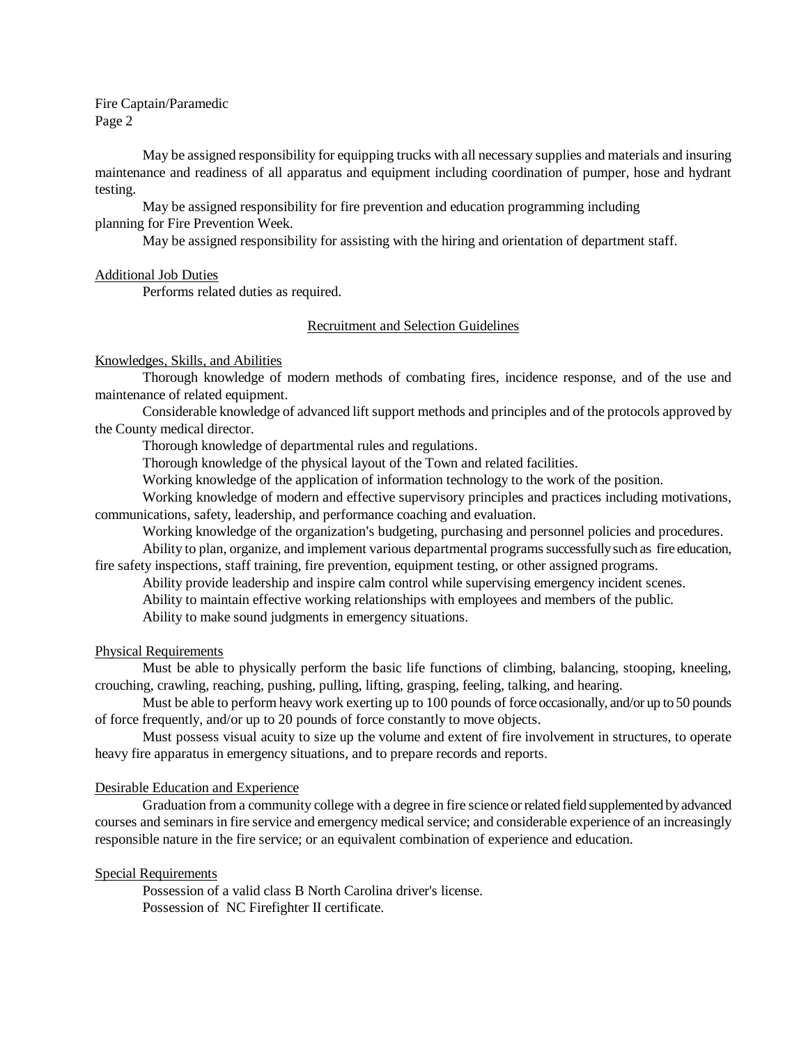May be assigned responsibility for equipping trucks with all necessary supplies and materials and insuring maintenance and readiness of all apparatus and equipment including coordination of pumper, hose and hydrant testing.

May be assigned responsibility for fire prevention and education programming including planning for Fire Prevention Week.

May be assigned responsibility for assisting with the hiring and orientation of department staff.

Additional Job Duties

Performs related duties as required.

## Recruitment and Selection Guidelines

Knowledges, Skills, and Abilities

Thorough knowledge of modern methods of combating fires, incidence response, and of the use and maintenance of related equipment.

Considerable knowledge of advanced lift support methods and principles and of the protocols approved by the County medical director.

Thorough knowledge of departmental rules and regulations.

Thorough knowledge of the physical layout of the Town and related facilities.

Working knowledge of the application of information technology to the work of the position.

Working knowledge of modern and effective supervisory principles and practices including motivations, communications, safety, leadership, and performance coaching and evaluation.

Working knowledge of the organization's budgeting, purchasing and personnel policies and procedures.

Ability to plan, organize, and implement various departmental programs successfully such as fire education, fire safety inspections, staff training, fire prevention, equipment testing, or other assigned programs.

Ability provide leadership and inspire calm control while supervising emergency incident scenes.

Ability to maintain effective working relationships with employees and members of the public.

Ability to make sound judgments in emergency situations.

Physical Requirements

Must be able to physically perform the basic life functions of climbing, balancing, stooping, kneeling, crouching, crawling, reaching, pushing, pulling, lifting, grasping, feeling, talking, and hearing.

Must be able to perform heavy work exerting up to 100 pounds of force occasionally, and/or up to 50 pounds of force frequently, and/or up to 20 pounds of force constantly to move objects.

Must possess visual acuity to size up the volume and extent of fire involvement in structures, to operate heavy fire apparatus in emergency situations, and to prepare records and reports.

Desirable Education and Experience

Graduation from a community college with a degree in fire science or related field supplemented by advanced courses and seminars in fire service and emergency medical service; and considerable experience of an increasingly responsible nature in the fire service; or an equivalent combination of experience and education.

Special Requirements

Possession of a valid class B North Carolina driver's license.

Possession of NC Firefighter II certificate.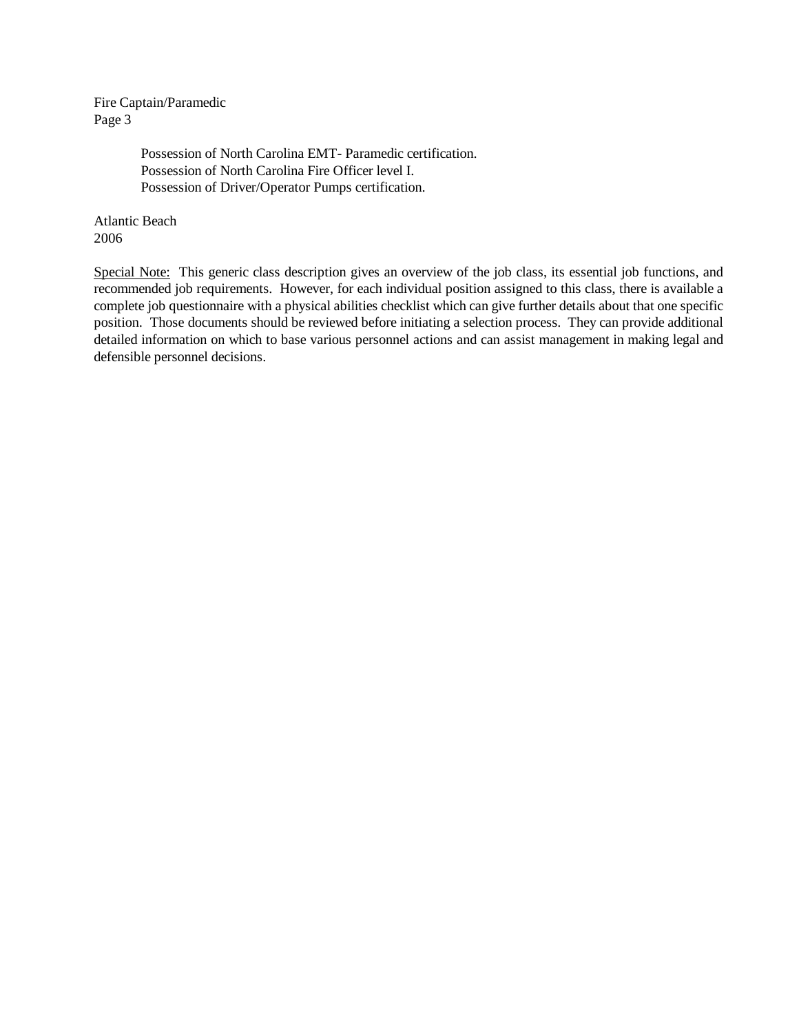Possession of North Carolina EMT- Paramedic certification.
Possession of North Carolina Fire Officer level I.
Possession of Driver/Operator Pumps certification.

Atlantic Beach
2006

Special Note: This generic class description gives an overview of the job class, its essential job functions, and recommended job requirements. However, for each individual position assigned to this class, there is available a complete job questionnaire with a physical abilities checklist which can give further details about that one specific position. Those documents should be reviewed before initiating a selection process. They can provide additional detailed information on which to base various personnel actions and can assist management in making legal and defensible personnel decisions.